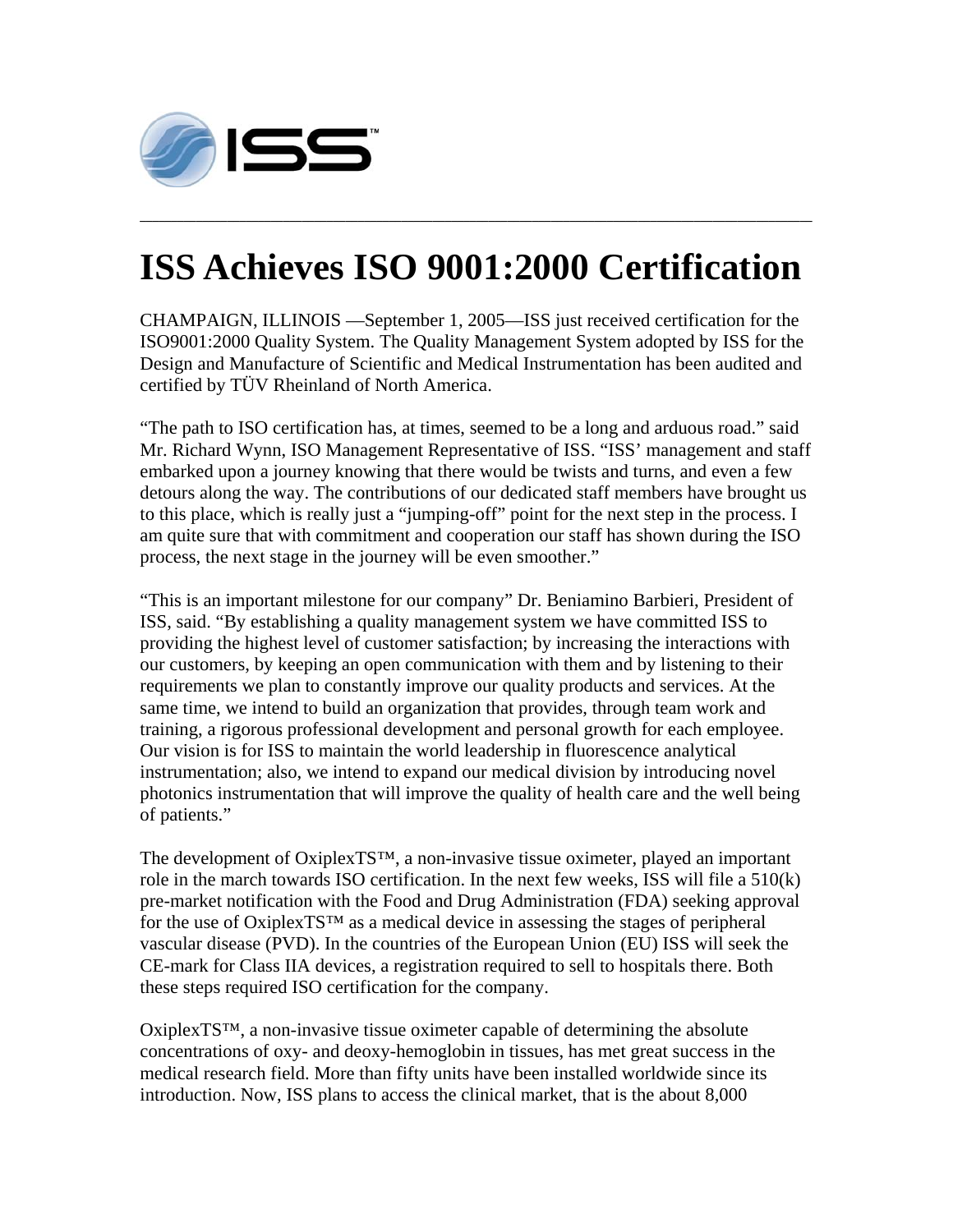# ISS Achieves ISO 9001:2000 Certification

CHAMPAIGN, ILLINOIS —September 1, 2005—ISS just received certification for the ISO9001:2000 Quality System. The Quality Management System adopted by ISS for the Design and Manufacture of Scientific and Medical Instrumentation has been audited and certified by TÜV Rheinland of North America.

"The path to ISO certification has, at times, seemed to be a long and arduous road." said Mr. Richard Wynn, ISO Management Representative of ISS. "ISS' management and staff embarked upon a journey knowing that there would be twists and turns, and even a few detours along the way. The contributions of our dedicated staff members have brought us to this place, which is really just a "jumping-off" point for the next step in the process. I am quite sure that with commitment and cooperation our staff has shown during the ISO process, the next stage in the journey will be even smoother."

"This is an important milestone for our company" Dr. Beniamino Barbieri, President of ISS, said. "By establishing a quality management system we have committed ISS to providing the highest level of customer satisfaction; by increasing the interactions with our customers, by keeping an open communication with them and by listening to their requirements we plan to constantly improve our quality products and services. At the same time, we intend to build an organization that provides, through team work and training, a rigorous professional development and personal growth for each employee. Our vision is for ISS to maintain the world leadership in fluorescence analytical instrumentation; also, we intend to expand our medical division by introducing novel photonics instrumentation that will improve the quality of health care and the well being of patients."

The development of OxiplexTS™, a non-invasive tissue oximeter, played an important role in the march towards ISO certification. In the next few weeks, ISS will file a 510(k) pre-market notification with the Food and Drug Administration (FDA) seeking approval for the use of OxiplexTS™ as a medical device in assessing the stages of peripheral vascular disease (PVD). In the countries of the European Union (EU) ISS will seek the CE-mark for Class IIA devices, a registration required to sell to hospitals there. Both these steps required ISO certification for the company.

OxiplexTS™, a non-invasive tissue oximeter capable of determining the absolute concentrations of oxy- and deoxy-hemoglobin in tissues, has met great success in the medical research field. More than fifty units have been installed worldwide since its introduction. Now, ISS plans to access the clinical market, that is the about 8,000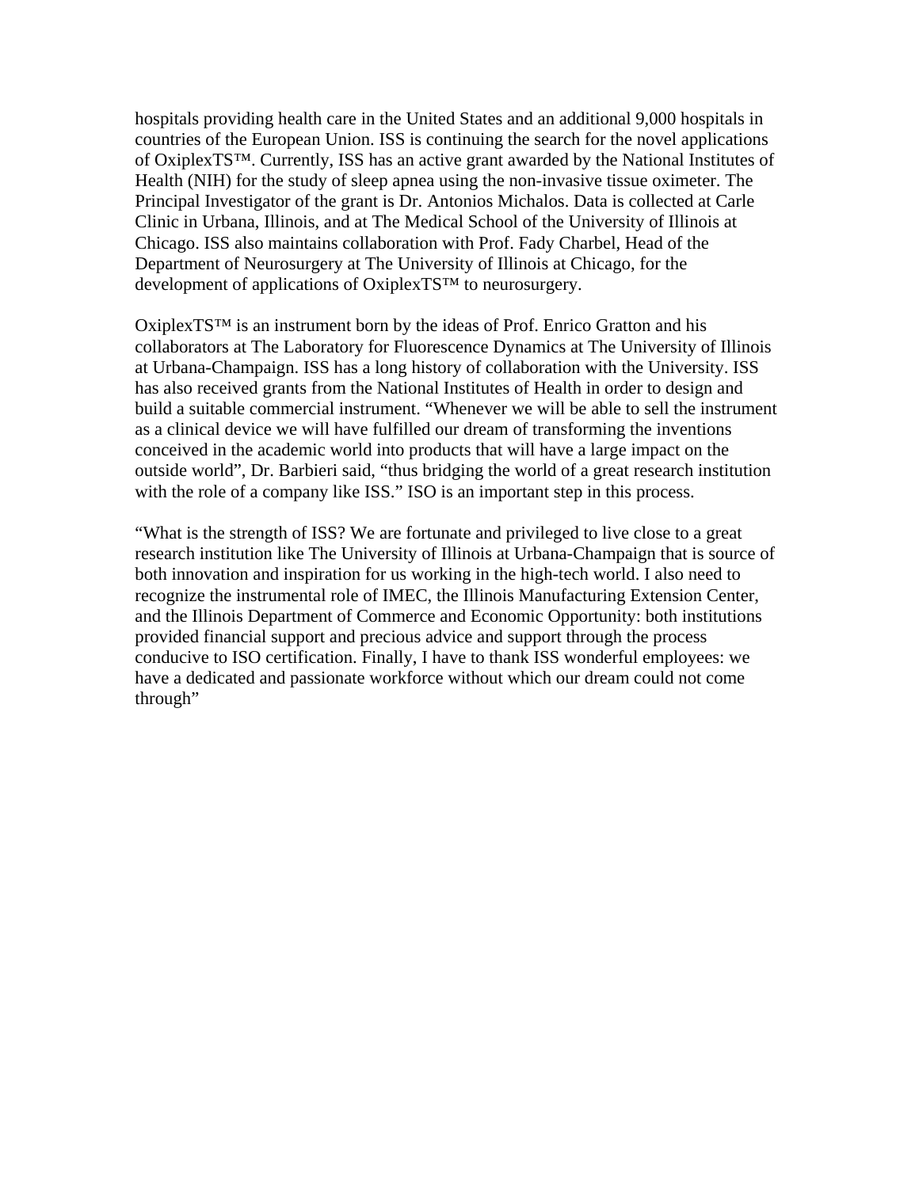hospitals providing health care in the United States and an additional 9,000 hospitals in countries of the European Union. ISS is continuing the search for the novel applications of OxiplexTS™. Currently, ISS has an active grant awarded by the National Institutes of Health (NIH) for the study of sleep apnea using the non-invasive tissue oximeter. The Principal Investigator of the grant is Dr. Antonios Michalos. Data is collected at Carle Clinic in Urbana, Illinois, and at The Medical School of the University of Illinois at Chicago. ISS also maintains collaboration with Prof. Fady Charbel, Head of the Department of Neurosurgery at The University of Illinois at Chicago, for the development of applications of OxiplexTS™ to neurosurgery.

OxiplexTS™ is an instrument born by the ideas of Prof. Enrico Gratton and his collaborators at The Laboratory for Fluorescence Dynamics at The University of Illinois at Urbana-Champaign. ISS has a long history of collaboration with the University. ISS has also received grants from the National Institutes of Health in order to design and build a suitable commercial instrument. "Whenever we will be able to sell the instrument as a clinical device we will have fulfilled our dream of transforming the inventions conceived in the academic world into products that will have a large impact on the outside world", Dr. Barbieri said, "thus bridging the world of a great research institution with the role of a company like ISS." ISO is an important step in this process.

"What is the strength of ISS? We are fortunate and privileged to live close to a great research institution like The University of Illinois at Urbana-Champaign that is source of both innovation and inspiration for us working in the high-tech world. I also need to recognize the instrumental role of IMEC, the Illinois Manufacturing Extension Center, and the Illinois Department of Commerce and Economic Opportunity: both institutions provided financial support and precious advice and support through the process conducive to ISO certification. Finally, I have to thank ISS wonderful employees: we have a dedicated and passionate workforce without which our dream could not come through"